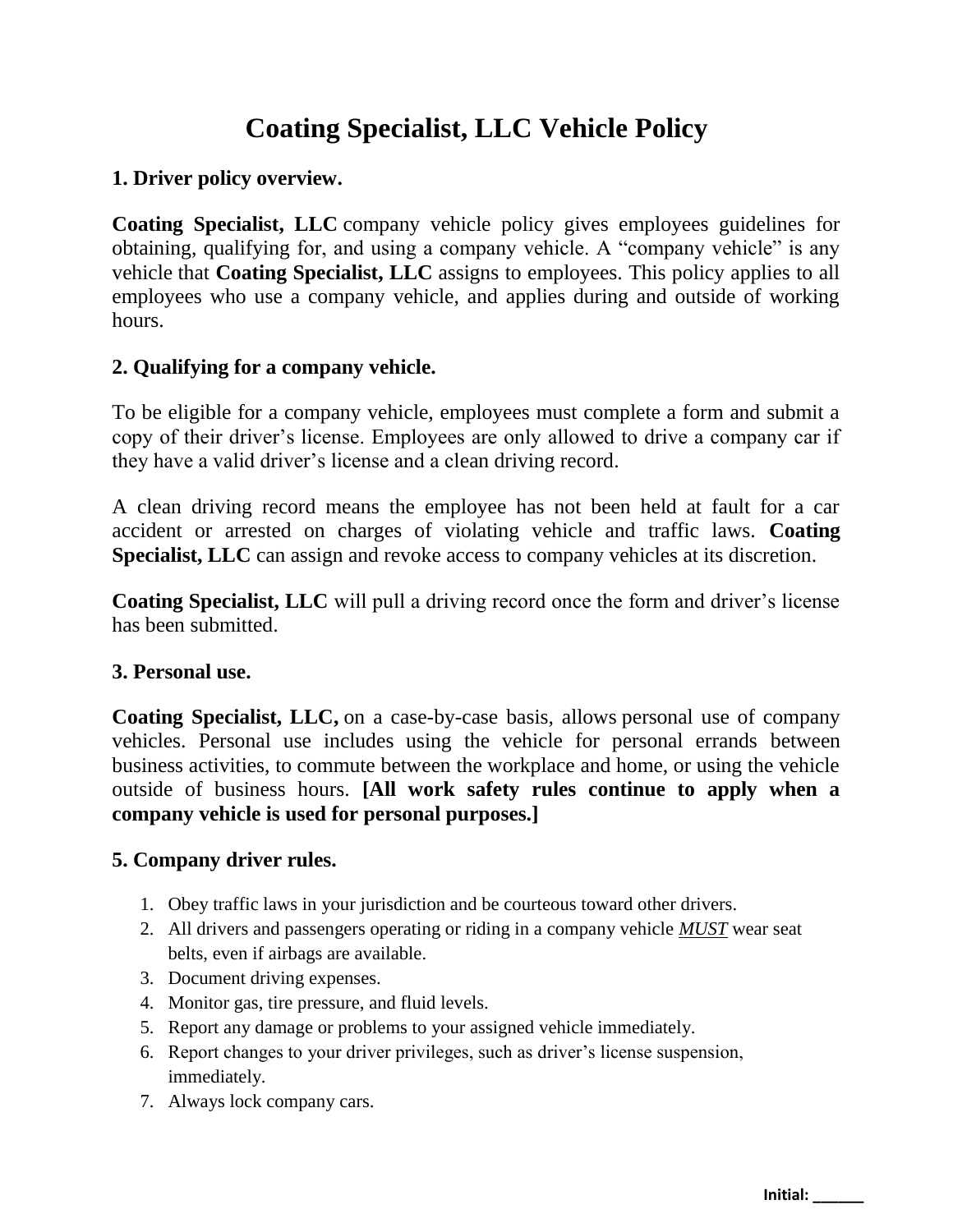# Coating Specialist, LLC Vehicle Policy

## 1. Driver policy overview.

**Coating Specialist, LLC** company vehicle policy gives employees guidelines for obtaining, qualifying for, and using a company vehicle. A "company vehicle" is any vehicle that **Coating Specialist, LLC** assigns to employees. This policy applies to all employees who use a company vehicle, and applies during and outside of working hours.

## 2. Qualifying for a company vehicle.

To be eligible for a company vehicle, employees must complete a form and submit a copy of their driver's license. Employees are only allowed to drive a company car if they have a valid driver's license and a clean driving record.

A clean driving record means the employee has not been held at fault for a car accident or arrested on charges of violating vehicle and traffic laws. **Coating Specialist, LLC** can assign and revoke access to company vehicles at its discretion.

**Coating Specialist, LLC** will pull a driving record once the form and driver's license has been submitted.

## 3. Personal use.

**Coating Specialist, LLC,** on a case-by-case basis, allows personal use of company vehicles. Personal use includes using the vehicle for personal errands between business activities, to commute between the workplace and home, or using the vehicle outside of business hours. **[All work safety rules continue to apply when a company vehicle is used for personal purposes.]**

## 5. Company driver rules.

1. Obey traffic laws in your jurisdiction and be courteous toward other drivers.
2. All drivers and passengers operating or riding in a company vehicle ***MUST*** wear seat belts, even if airbags are available.
3. Document driving expenses.
4. Monitor gas, tire pressure, and fluid levels.
5. Report any damage or problems to your assigned vehicle immediately.
6. Report changes to your driver privileges, such as driver's license suspension, immediately.
7. Always lock company cars.

**Initial: ______**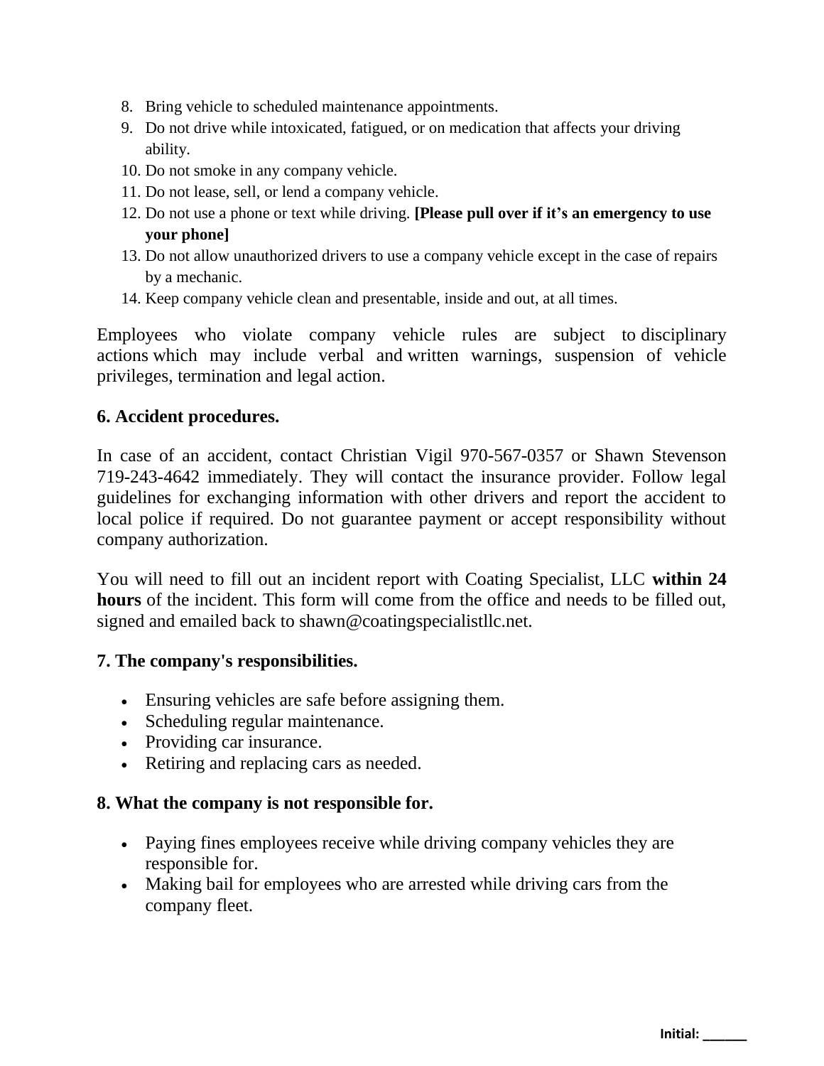8. Bring vehicle to scheduled maintenance appointments.
9. Do not drive while intoxicated, fatigued, or on medication that affects your driving ability.
10. Do not smoke in any company vehicle.
11. Do not lease, sell, or lend a company vehicle.
12. Do not use a phone or text while driving. **[Please pull over if it's an emergency to use your phone]**
13. Do not allow unauthorized drivers to use a company vehicle except in the case of repairs by a mechanic.
14. Keep company vehicle clean and presentable, inside and out, at all times.

Employees who violate company vehicle rules are subject to disciplinary actions which may include verbal and written warnings, suspension of vehicle privileges, termination and legal action.

**6. Accident procedures.**

In case of an accident, contact Christian Vigil 970-567-0357 or Shawn Stevenson 719-243-4642 immediately. They will contact the insurance provider. Follow legal guidelines for exchanging information with other drivers and report the accident to local police if required. Do not guarantee payment or accept responsibility without company authorization.

You will need to fill out an incident report with Coating Specialist, LLC **within 24 hours** of the incident. This form will come from the office and needs to be filled out, signed and emailed back to shawn@coatingspecialistllc.net.

**7. The company's responsibilities.**

- Ensuring vehicles are safe before assigning them.
- Scheduling regular maintenance.
- Providing car insurance.
- Retiring and replacing cars as needed.

**8. What the company is not responsible for.**

- Paying fines employees receive while driving company vehicles they are responsible for.
- Making bail for employees who are arrested while driving cars from the company fleet.

**Initial: ______**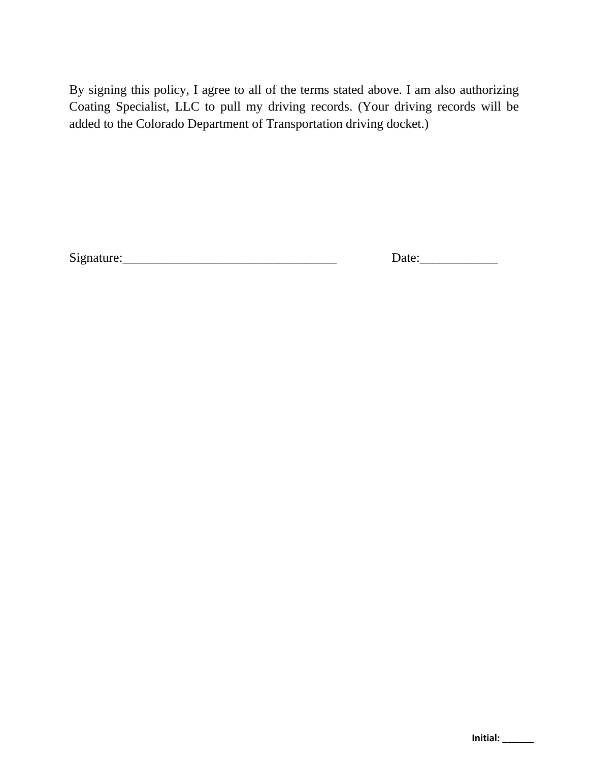By signing this policy, I agree to all of the terms stated above. I am also authorizing Coating Specialist, LLC to pull my driving records. (Your driving records will be added to the Colorado Department of Transportation driving docket.)

Signature:_________________________________ Date:____________

**Initial: ______**